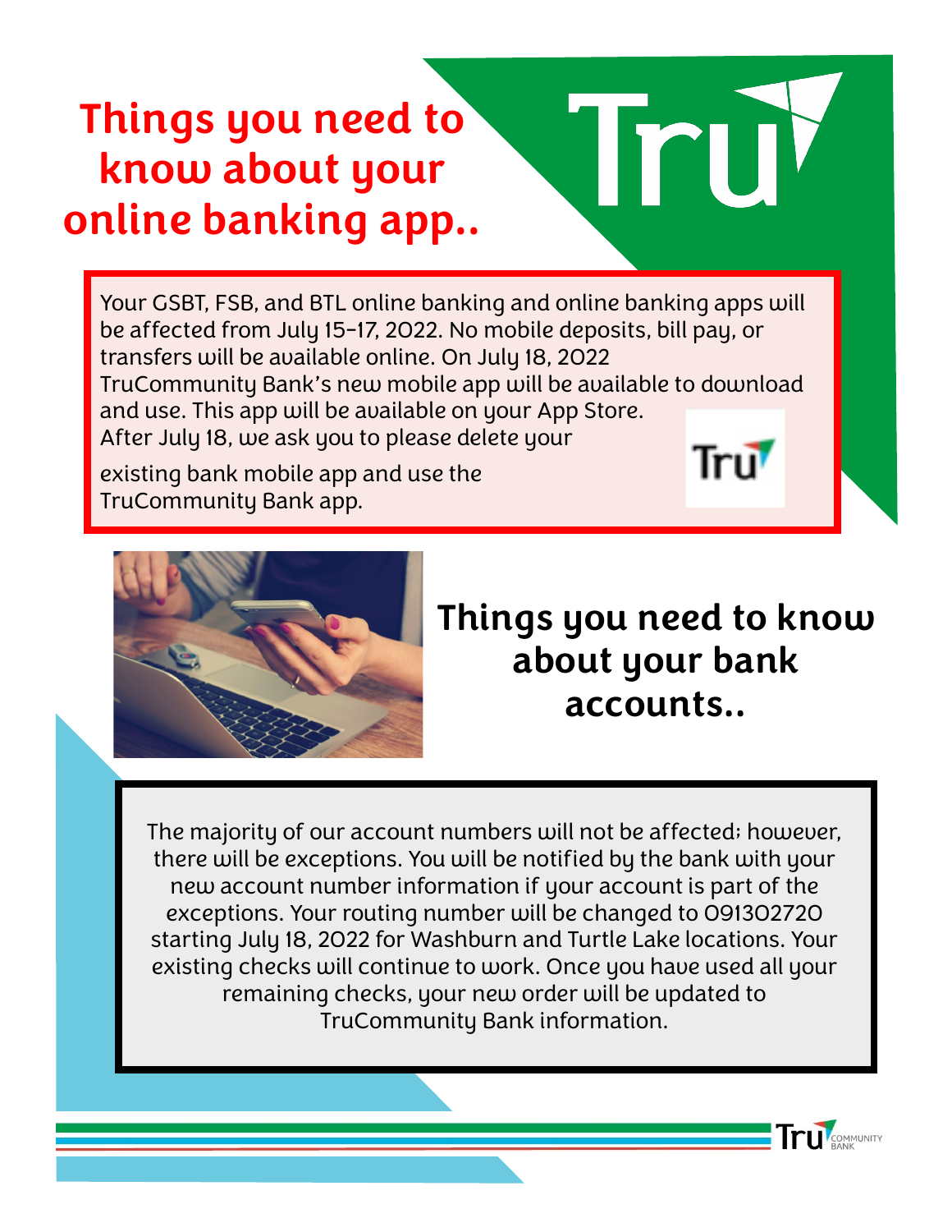# Things you need to know about your online banking app..

Your GSBT, FSB, and BTL online banking and online banking apps will be affected from July 15-17, 2022. No mobile deposits, bill pay, or transfers will be available online. On July 18, 2022 TruCommunity Bank's new mobile app will be available to download and use. This app will be available on your App Store. After July 18, we ask you to please delete your existing bank mobile app and use the TruCommunity Bank app.

## Things you need to know about your bank accounts..

The majority of our account numbers will not be affected; however, there will be exceptions. You will be notified by the bank with your new account number information if your account is part of the exceptions. Your routing number will be changed to 091302720 starting July 18, 2022 for Washburn and Turtle Lake locations. Your existing checks will continue to work. Once you have used all your remaining checks, your new order will be updated to TruCommunity Bank information.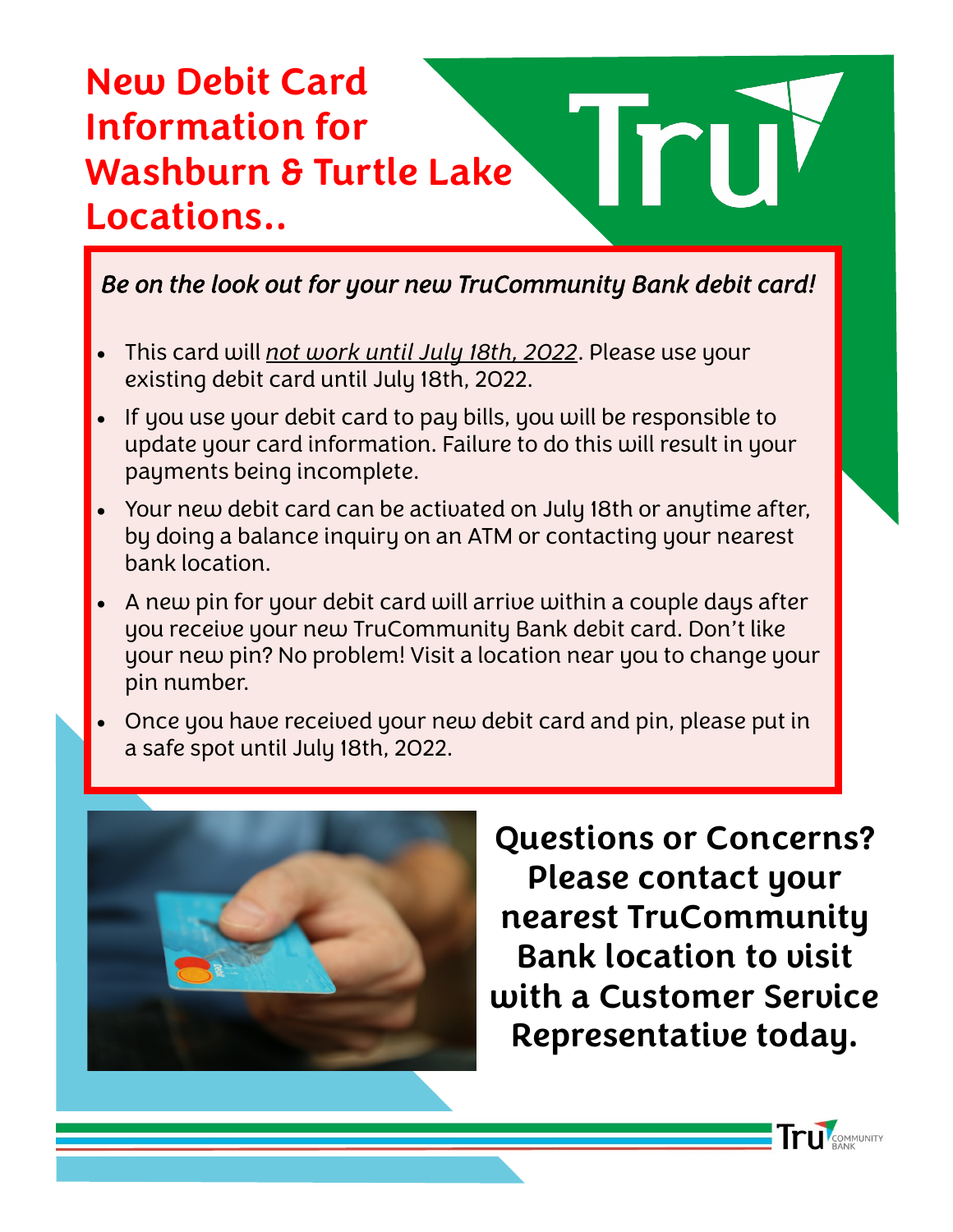# New Debit Card Information for Washburn & Turtle Lake Locations..

*Be on the look out for your new TruCommunity Bank debit card!*

- This card will *not work until July 18th, 2022*. Please use your existing debit card until July 18th, 2022.
- If you use your debit card to pay bills, you will be responsible to update your card information. Failure to do this will result in your payments being incomplete.
- Your new debit card can be activated on July 18th or anytime after, by doing a balance inquiry on an ATM or contacting your nearest bank location.
- A new pin for your debit card will arrive within a couple days after you receive your new TruCommunity Bank debit card. Don't like your new pin? No problem! Visit a location near you to change your pin number.
- Once you have received your new debit card and pin, please put in a safe spot until July 18th, 2022.

**Questions or Concerns? Please contact your nearest TruCommunity Bank location to visit with a Customer Service Representative today.**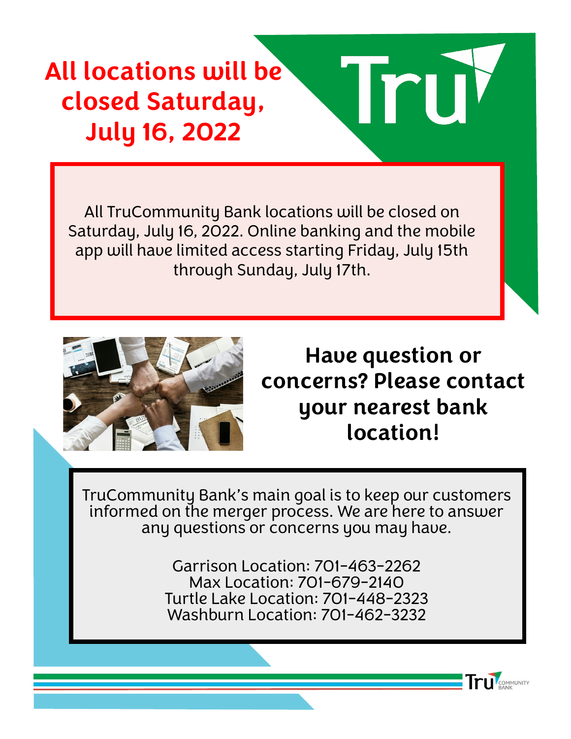# All locations will be closed Saturday, July 16, 2022

Tru

All TruCommunity Bank locations will be closed on Saturday, July 16, 2022. Online banking and the mobile app will have limited access starting Friday, July 15th through Sunday, July 17th.

## Have question or concerns? Please contact your nearest bank location!

TruCommunity Bank's main goal is to keep our customers informed on the merger process. We are here to answer any questions or concerns you may have.

Garrison Location: 701-463-2262
Max Location: 701-679-2140
Turtle Lake Location: 701-448-2323
Washburn Location: 701-462-3232

Tru COMMUNITY BANK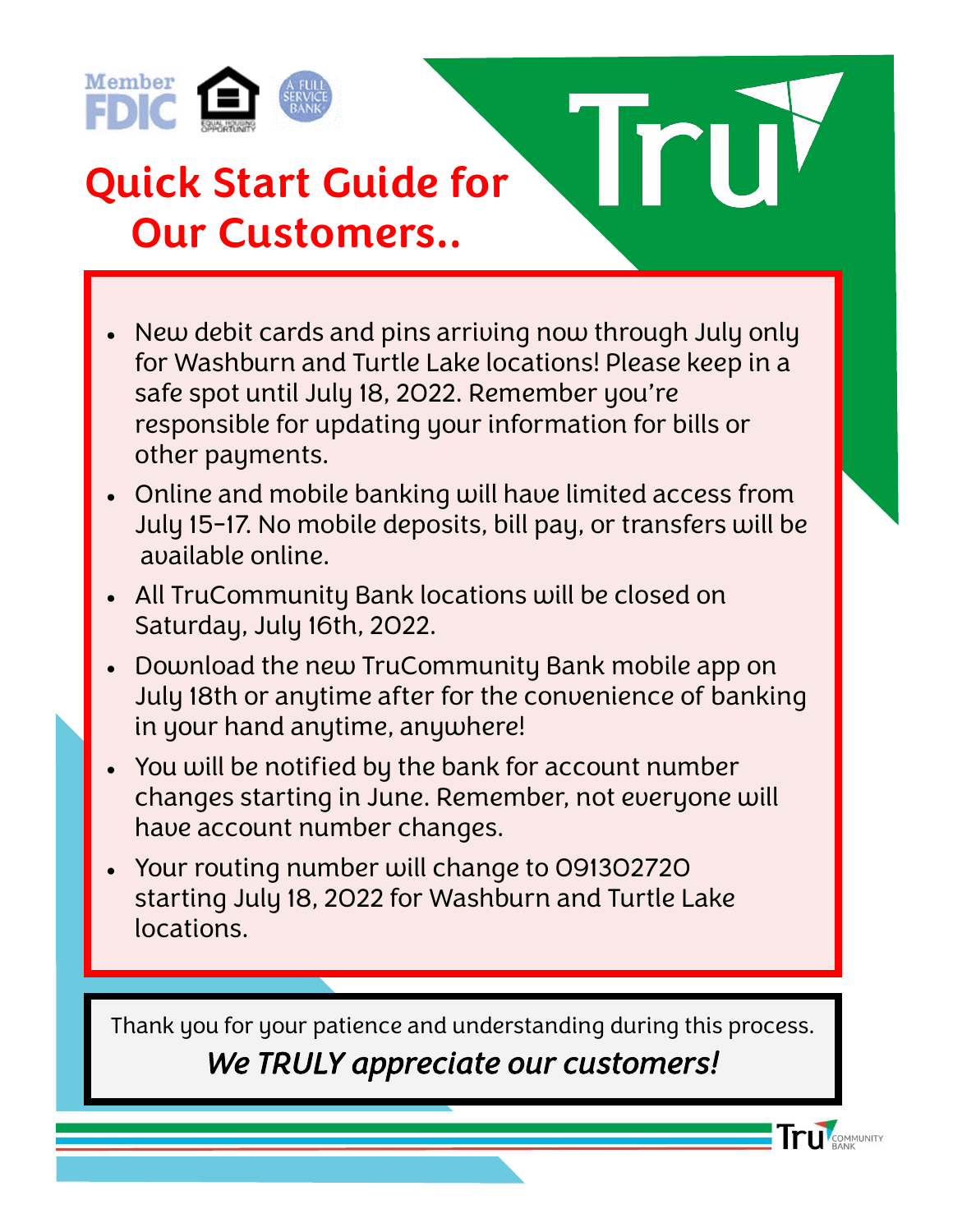Member FDIC

EQUAL HOUSING OPPORTUNITY

A FULL SERVICE BANK

# Quick Start Guide for Our Customers..

Tru

- New debit cards and pins arriving now through July only for Washburn and Turtle Lake locations! Please keep in a safe spot until July 18, 2022. Remember you're responsible for updating your information for bills or other payments.
- Online and mobile banking will have limited access from July 15-17. No mobile deposits, bill pay, or transfers will be available online.
- All TruCommunity Bank locations will be closed on Saturday, July 16th, 2022.
- Download the new TruCommunity Bank mobile app on July 18th or anytime after for the convenience of banking in your hand anytime, anywhere!
- You will be notified by the bank for account number changes starting in June. Remember, not everyone will have account number changes.
- Your routing number will change to 091302720 starting July 18, 2022 for Washburn and Turtle Lake locations.

Thank you for your patience and understanding during this process.

***We TRULY appreciate our customers!***

Tru COMMUNITY BANK